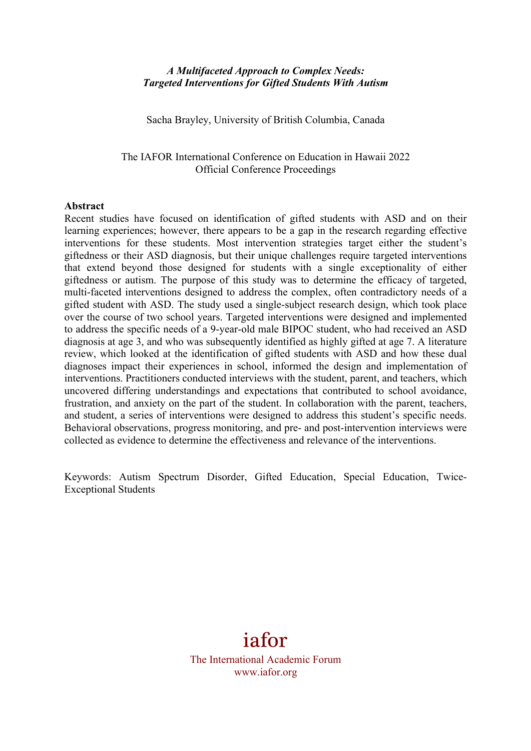# *A Multifaceted Approach to Complex Needs: Targeted Interventions for Gifted Students With Autism*

Sacha Brayley, University of British Columbia, Canada

The IAFOR International Conference on Education in Hawaii 2022
Official Conference Proceedings

## Abstract

Recent studies have focused on identification of gifted students with ASD and on their learning experiences; however, there appears to be a gap in the research regarding effective interventions for these students. Most intervention strategies target either the student's giftedness or their ASD diagnosis, but their unique challenges require targeted interventions that extend beyond those designed for students with a single exceptionality of either giftedness or autism. The purpose of this study was to determine the efficacy of targeted, multi-faceted interventions designed to address the complex, often contradictory needs of a gifted student with ASD. The study used a single-subject research design, which took place over the course of two school years. Targeted interventions were designed and implemented to address the specific needs of a 9-year-old male BIPOC student, who had received an ASD diagnosis at age 3, and who was subsequently identified as highly gifted at age 7. A literature review, which looked at the identification of gifted students with ASD and how these dual diagnoses impact their experiences in school, informed the design and implementation of interventions. Practitioners conducted interviews with the student, parent, and teachers, which uncovered differing understandings and expectations that contributed to school avoidance, frustration, and anxiety on the part of the student. In collaboration with the parent, teachers, and student, a series of interventions were designed to address this student's specific needs. Behavioral observations, progress monitoring, and pre- and post-intervention interviews were collected as evidence to determine the effectiveness and relevance of the interventions.

Keywords: Autism Spectrum Disorder, Gifted Education, Special Education, Twice-Exceptional Students

iafor
The International Academic Forum
www.iafor.org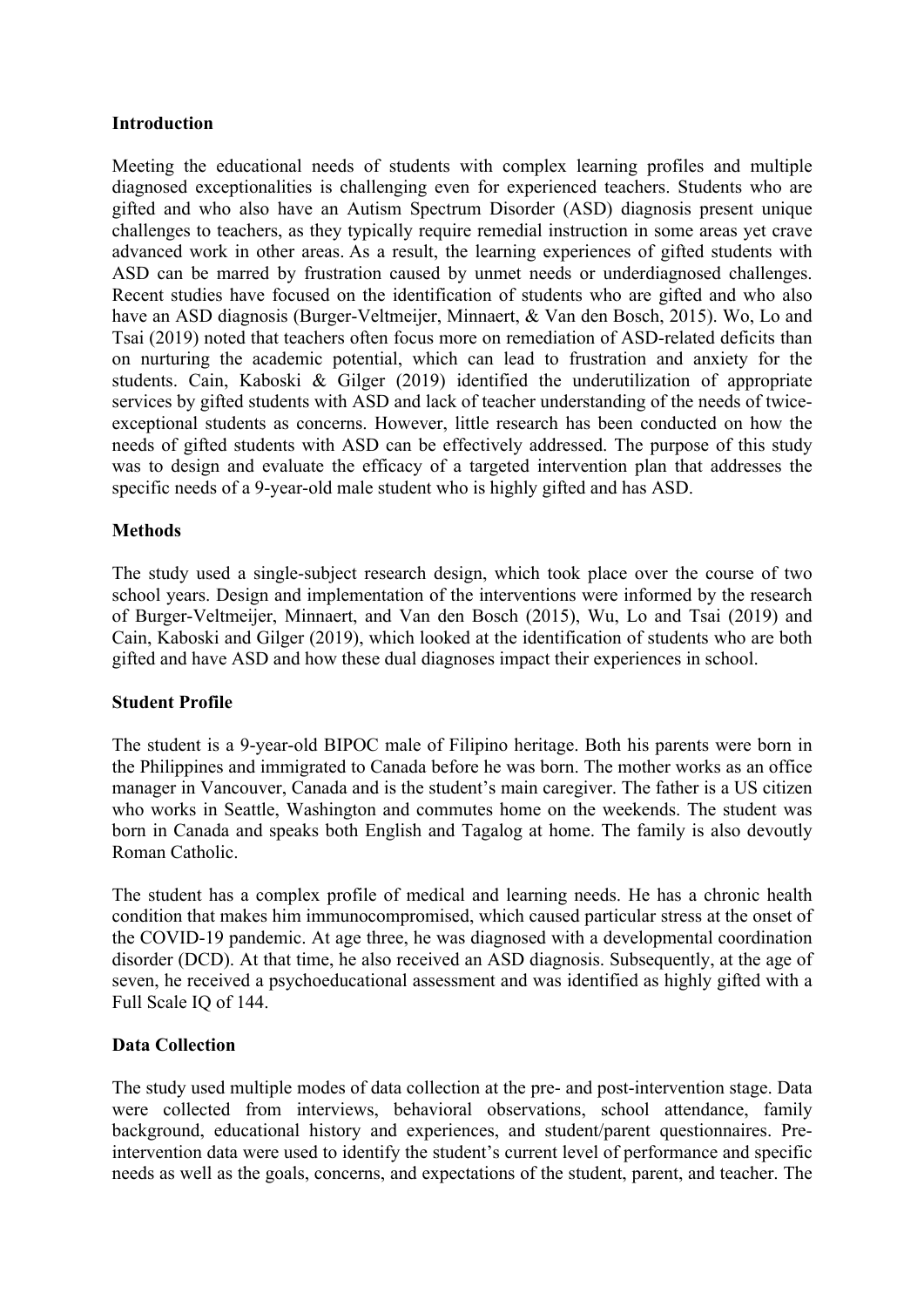## Introduction

Meeting the educational needs of students with complex learning profiles and multiple diagnosed exceptionalities is challenging even for experienced teachers. Students who are gifted and who also have an Autism Spectrum Disorder (ASD) diagnosis present unique challenges to teachers, as they typically require remedial instruction in some areas yet crave advanced work in other areas. As a result, the learning experiences of gifted students with ASD can be marred by frustration caused by unmet needs or underdiagnosed challenges. Recent studies have focused on the identification of students who are gifted and who also have an ASD diagnosis (Burger-Veltmeijer, Minnaert, & Van den Bosch, 2015). Wo, Lo and Tsai (2019) noted that teachers often focus more on remediation of ASD-related deficits than on nurturing the academic potential, which can lead to frustration and anxiety for the students. Cain, Kaboski & Gilger (2019) identified the underutilization of appropriate services by gifted students with ASD and lack of teacher understanding of the needs of twice-exceptional students as concerns. However, little research has been conducted on how the needs of gifted students with ASD can be effectively addressed. The purpose of this study was to design and evaluate the efficacy of a targeted intervention plan that addresses the specific needs of a 9-year-old male student who is highly gifted and has ASD.

## Methods

The study used a single-subject research design, which took place over the course of two school years. Design and implementation of the interventions were informed by the research of Burger-Veltmeijer, Minnaert, and Van den Bosch (2015), Wu, Lo and Tsai (2019) and Cain, Kaboski and Gilger (2019), which looked at the identification of students who are both gifted and have ASD and how these dual diagnoses impact their experiences in school.

## Student Profile

The student is a 9-year-old BIPOC male of Filipino heritage. Both his parents were born in the Philippines and immigrated to Canada before he was born. The mother works as an office manager in Vancouver, Canada and is the student's main caregiver. The father is a US citizen who works in Seattle, Washington and commutes home on the weekends. The student was born in Canada and speaks both English and Tagalog at home. The family is also devoutly Roman Catholic.

The student has a complex profile of medical and learning needs. He has a chronic health condition that makes him immunocompromised, which caused particular stress at the onset of the COVID-19 pandemic. At age three, he was diagnosed with a developmental coordination disorder (DCD). At that time, he also received an ASD diagnosis. Subsequently, at the age of seven, he received a psychoeducational assessment and was identified as highly gifted with a Full Scale IQ of 144.

## Data Collection

The study used multiple modes of data collection at the pre- and post-intervention stage. Data were collected from interviews, behavioral observations, school attendance, family background, educational history and experiences, and student/parent questionnaires. Pre-intervention data were used to identify the student's current level of performance and specific needs as well as the goals, concerns, and expectations of the student, parent, and teacher. The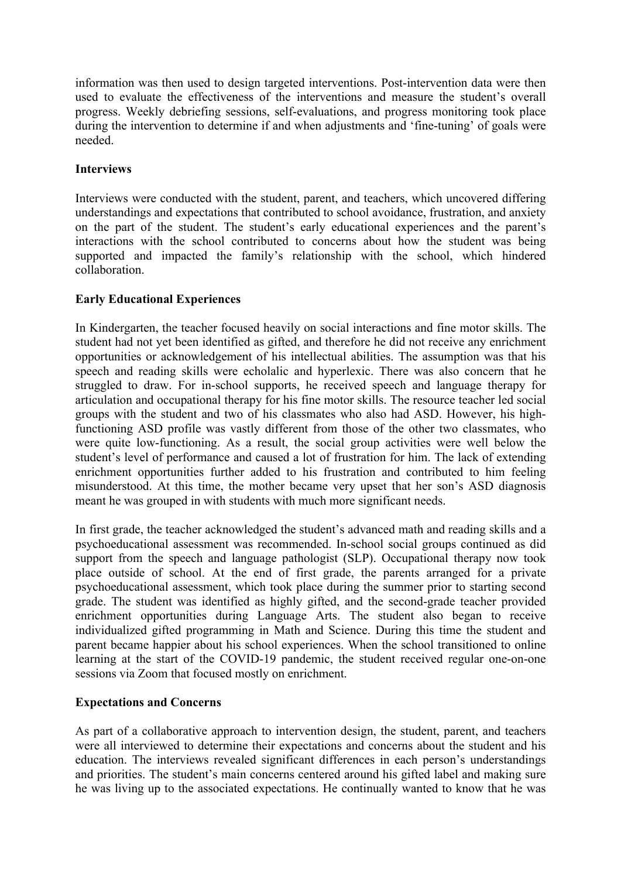information was then used to design targeted interventions. Post-intervention data were then used to evaluate the effectiveness of the interventions and measure the student's overall progress. Weekly debriefing sessions, self-evaluations, and progress monitoring took place during the intervention to determine if and when adjustments and 'fine-tuning' of goals were needed.

**Interviews**

Interviews were conducted with the student, parent, and teachers, which uncovered differing understandings and expectations that contributed to school avoidance, frustration, and anxiety on the part of the student. The student's early educational experiences and the parent's interactions with the school contributed to concerns about how the student was being supported and impacted the family's relationship with the school, which hindered collaboration.

**Early Educational Experiences**

In Kindergarten, the teacher focused heavily on social interactions and fine motor skills. The student had not yet been identified as gifted, and therefore he did not receive any enrichment opportunities or acknowledgement of his intellectual abilities. The assumption was that his speech and reading skills were echolalic and hyperlexic. There was also concern that he struggled to draw. For in-school supports, he received speech and language therapy for articulation and occupational therapy for his fine motor skills. The resource teacher led social groups with the student and two of his classmates who also had ASD. However, his high-functioning ASD profile was vastly different from those of the other two classmates, who were quite low-functioning. As a result, the social group activities were well below the student's level of performance and caused a lot of frustration for him. The lack of extending enrichment opportunities further added to his frustration and contributed to him feeling misunderstood. At this time, the mother became very upset that her son's ASD diagnosis meant he was grouped in with students with much more significant needs.

In first grade, the teacher acknowledged the student's advanced math and reading skills and a psychoeducational assessment was recommended. In-school social groups continued as did support from the speech and language pathologist (SLP). Occupational therapy now took place outside of school. At the end of first grade, the parents arranged for a private psychoeducational assessment, which took place during the summer prior to starting second grade. The student was identified as highly gifted, and the second-grade teacher provided enrichment opportunities during Language Arts. The student also began to receive individualized gifted programming in Math and Science. During this time the student and parent became happier about his school experiences. When the school transitioned to online learning at the start of the COVID-19 pandemic, the student received regular one-on-one sessions via Zoom that focused mostly on enrichment.

**Expectations and Concerns**

As part of a collaborative approach to intervention design, the student, parent, and teachers were all interviewed to determine their expectations and concerns about the student and his education. The interviews revealed significant differences in each person's understandings and priorities. The student's main concerns centered around his gifted label and making sure he was living up to the associated expectations. He continually wanted to know that he was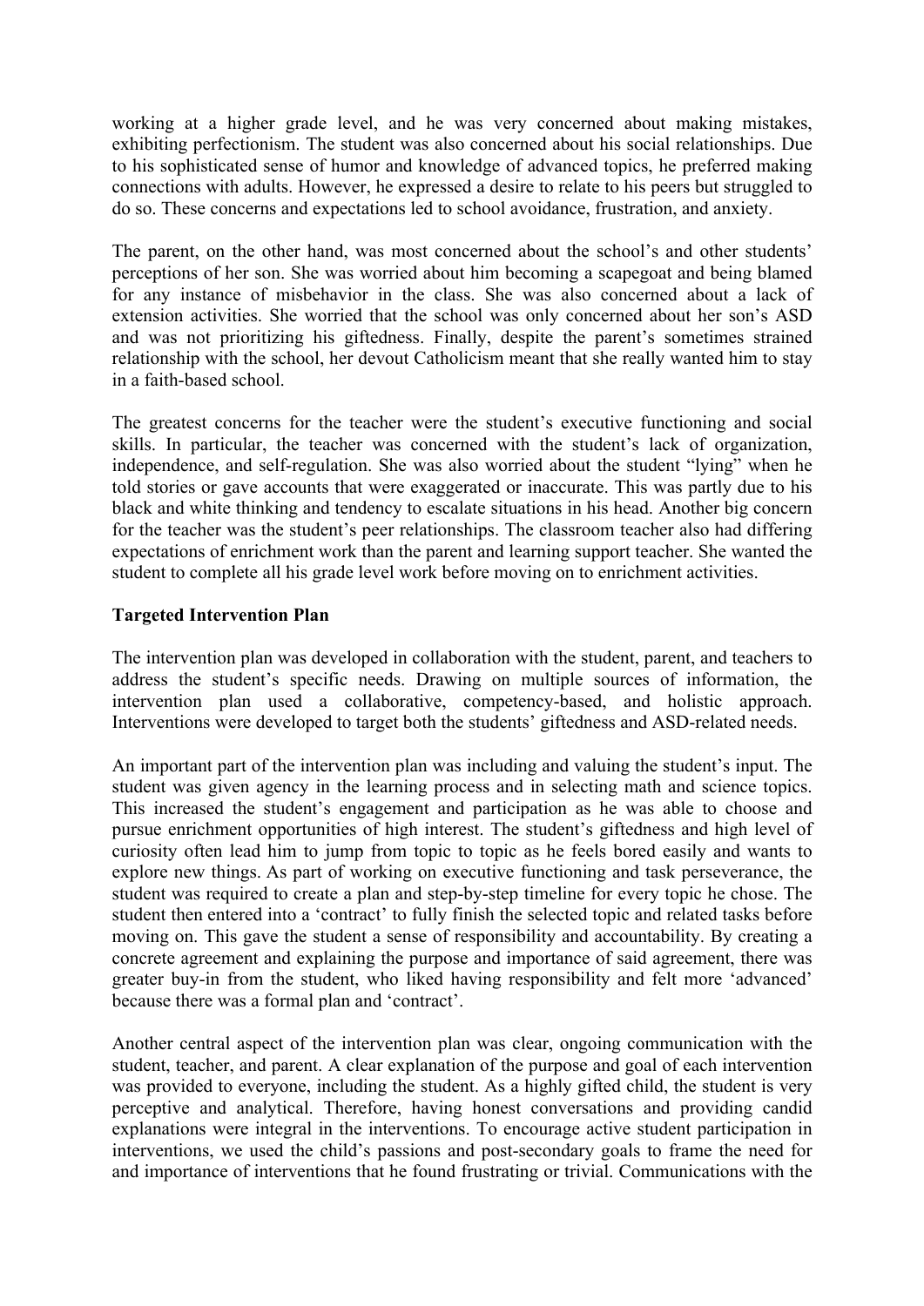working at a higher grade level, and he was very concerned about making mistakes, exhibiting perfectionism. The student was also concerned about his social relationships. Due to his sophisticated sense of humor and knowledge of advanced topics, he preferred making connections with adults. However, he expressed a desire to relate to his peers but struggled to do so. These concerns and expectations led to school avoidance, frustration, and anxiety.

The parent, on the other hand, was most concerned about the school's and other students' perceptions of her son. She was worried about him becoming a scapegoat and being blamed for any instance of misbehavior in the class. She was also concerned about a lack of extension activities. She worried that the school was only concerned about her son's ASD and was not prioritizing his giftedness. Finally, despite the parent's sometimes strained relationship with the school, her devout Catholicism meant that she really wanted him to stay in a faith-based school.

The greatest concerns for the teacher were the student's executive functioning and social skills. In particular, the teacher was concerned with the student's lack of organization, independence, and self-regulation. She was also worried about the student "lying" when he told stories or gave accounts that were exaggerated or inaccurate. This was partly due to his black and white thinking and tendency to escalate situations in his head. Another big concern for the teacher was the student's peer relationships. The classroom teacher also had differing expectations of enrichment work than the parent and learning support teacher. She wanted the student to complete all his grade level work before moving on to enrichment activities.

**Targeted Intervention Plan**

The intervention plan was developed in collaboration with the student, parent, and teachers to address the student's specific needs. Drawing on multiple sources of information, the intervention plan used a collaborative, competency-based, and holistic approach. Interventions were developed to target both the students' giftedness and ASD-related needs.

An important part of the intervention plan was including and valuing the student's input. The student was given agency in the learning process and in selecting math and science topics. This increased the student's engagement and participation as he was able to choose and pursue enrichment opportunities of high interest. The student's giftedness and high level of curiosity often lead him to jump from topic to topic as he feels bored easily and wants to explore new things. As part of working on executive functioning and task perseverance, the student was required to create a plan and step-by-step timeline for every topic he chose. The student then entered into a 'contract' to fully finish the selected topic and related tasks before moving on. This gave the student a sense of responsibility and accountability. By creating a concrete agreement and explaining the purpose and importance of said agreement, there was greater buy-in from the student, who liked having responsibility and felt more 'advanced' because there was a formal plan and 'contract'.

Another central aspect of the intervention plan was clear, ongoing communication with the student, teacher, and parent. A clear explanation of the purpose and goal of each intervention was provided to everyone, including the student. As a highly gifted child, the student is very perceptive and analytical. Therefore, having honest conversations and providing candid explanations were integral in the interventions. To encourage active student participation in interventions, we used the child's passions and post-secondary goals to frame the need for and importance of interventions that he found frustrating or trivial. Communications with the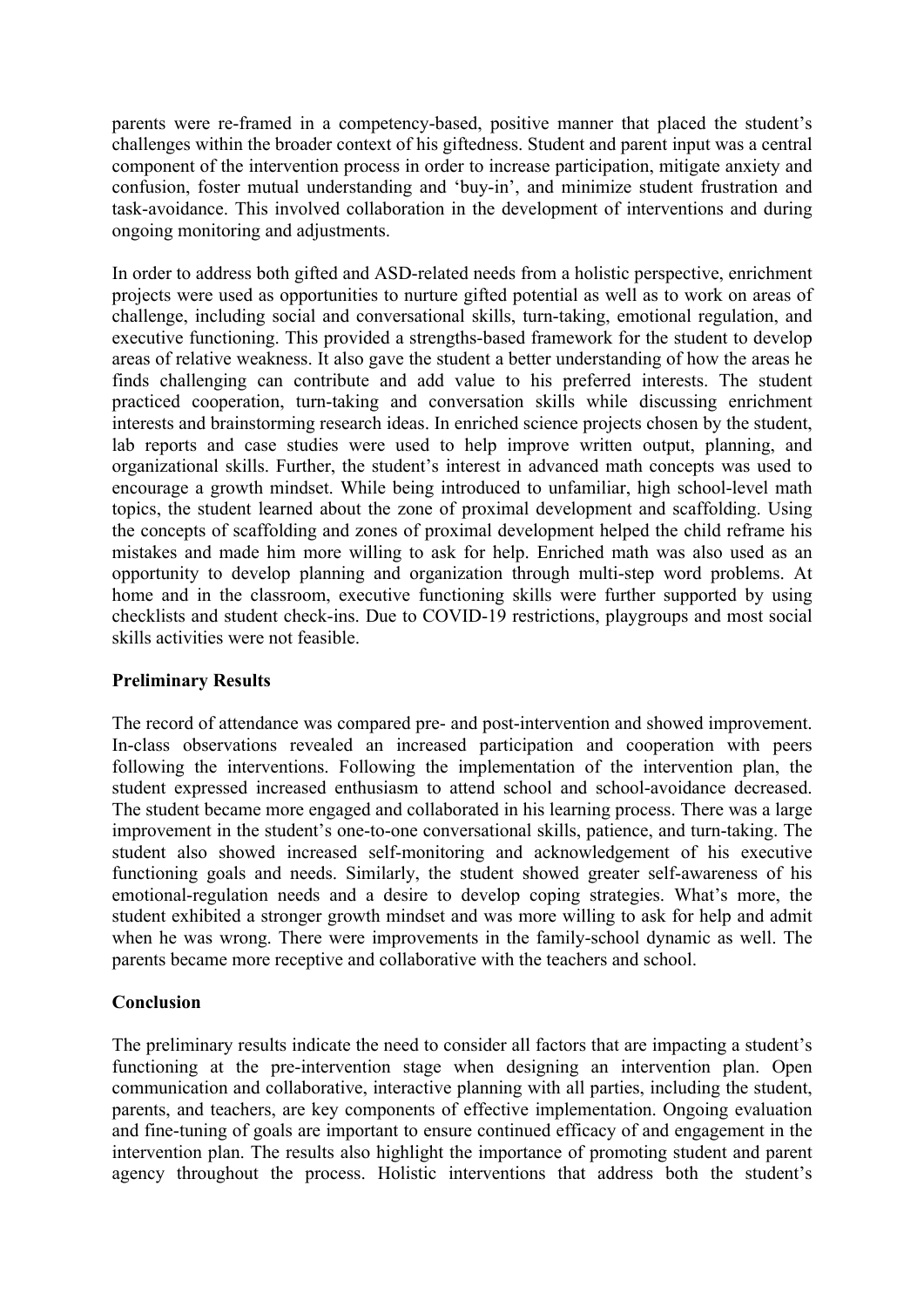parents were re-framed in a competency-based, positive manner that placed the student's challenges within the broader context of his giftedness. Student and parent input was a central component of the intervention process in order to increase participation, mitigate anxiety and confusion, foster mutual understanding and 'buy-in', and minimize student frustration and task-avoidance. This involved collaboration in the development of interventions and during ongoing monitoring and adjustments.

In order to address both gifted and ASD-related needs from a holistic perspective, enrichment projects were used as opportunities to nurture gifted potential as well as to work on areas of challenge, including social and conversational skills, turn-taking, emotional regulation, and executive functioning. This provided a strengths-based framework for the student to develop areas of relative weakness. It also gave the student a better understanding of how the areas he finds challenging can contribute and add value to his preferred interests. The student practiced cooperation, turn-taking and conversation skills while discussing enrichment interests and brainstorming research ideas. In enriched science projects chosen by the student, lab reports and case studies were used to help improve written output, planning, and organizational skills. Further, the student's interest in advanced math concepts was used to encourage a growth mindset. While being introduced to unfamiliar, high school-level math topics, the student learned about the zone of proximal development and scaffolding. Using the concepts of scaffolding and zones of proximal development helped the child reframe his mistakes and made him more willing to ask for help. Enriched math was also used as an opportunity to develop planning and organization through multi-step word problems. At home and in the classroom, executive functioning skills were further supported by using checklists and student check-ins. Due to COVID-19 restrictions, playgroups and most social skills activities were not feasible.

**Preliminary Results**

The record of attendance was compared pre- and post-intervention and showed improvement. In-class observations revealed an increased participation and cooperation with peers following the interventions. Following the implementation of the intervention plan, the student expressed increased enthusiasm to attend school and school-avoidance decreased. The student became more engaged and collaborated in his learning process. There was a large improvement in the student's one-to-one conversational skills, patience, and turn-taking. The student also showed increased self-monitoring and acknowledgement of his executive functioning goals and needs. Similarly, the student showed greater self-awareness of his emotional-regulation needs and a desire to develop coping strategies. What's more, the student exhibited a stronger growth mindset and was more willing to ask for help and admit when he was wrong. There were improvements in the family-school dynamic as well. The parents became more receptive and collaborative with the teachers and school.

**Conclusion**

The preliminary results indicate the need to consider all factors that are impacting a student's functioning at the pre-intervention stage when designing an intervention plan. Open communication and collaborative, interactive planning with all parties, including the student, parents, and teachers, are key components of effective implementation. Ongoing evaluation and fine-tuning of goals are important to ensure continued efficacy of and engagement in the intervention plan. The results also highlight the importance of promoting student and parent agency throughout the process. Holistic interventions that address both the student's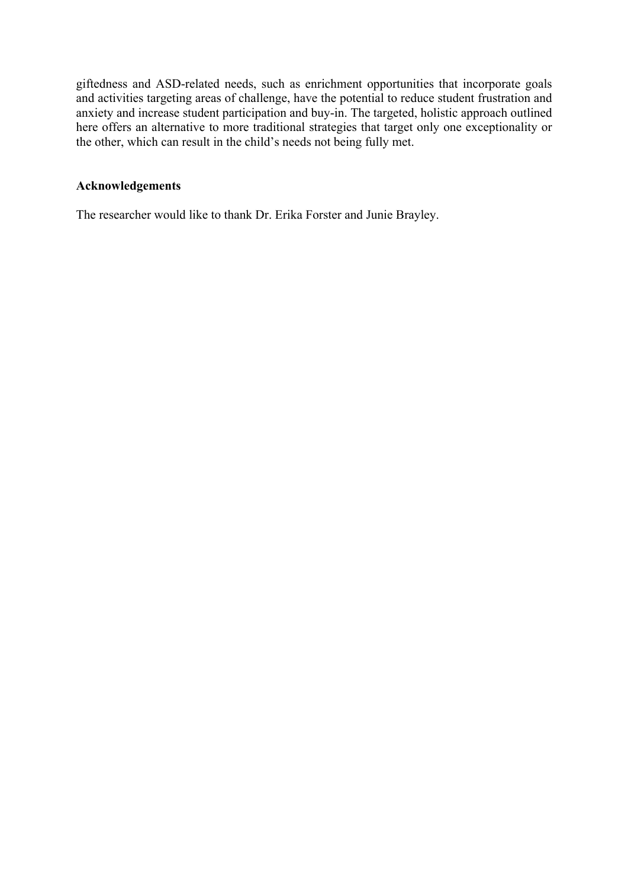giftedness and ASD-related needs, such as enrichment opportunities that incorporate goals and activities targeting areas of challenge, have the potential to reduce student frustration and anxiety and increase student participation and buy-in. The targeted, holistic approach outlined here offers an alternative to more traditional strategies that target only one exceptionality or the other, which can result in the child's needs not being fully met.

## Acknowledgements

The researcher would like to thank Dr. Erika Forster and Junie Brayley.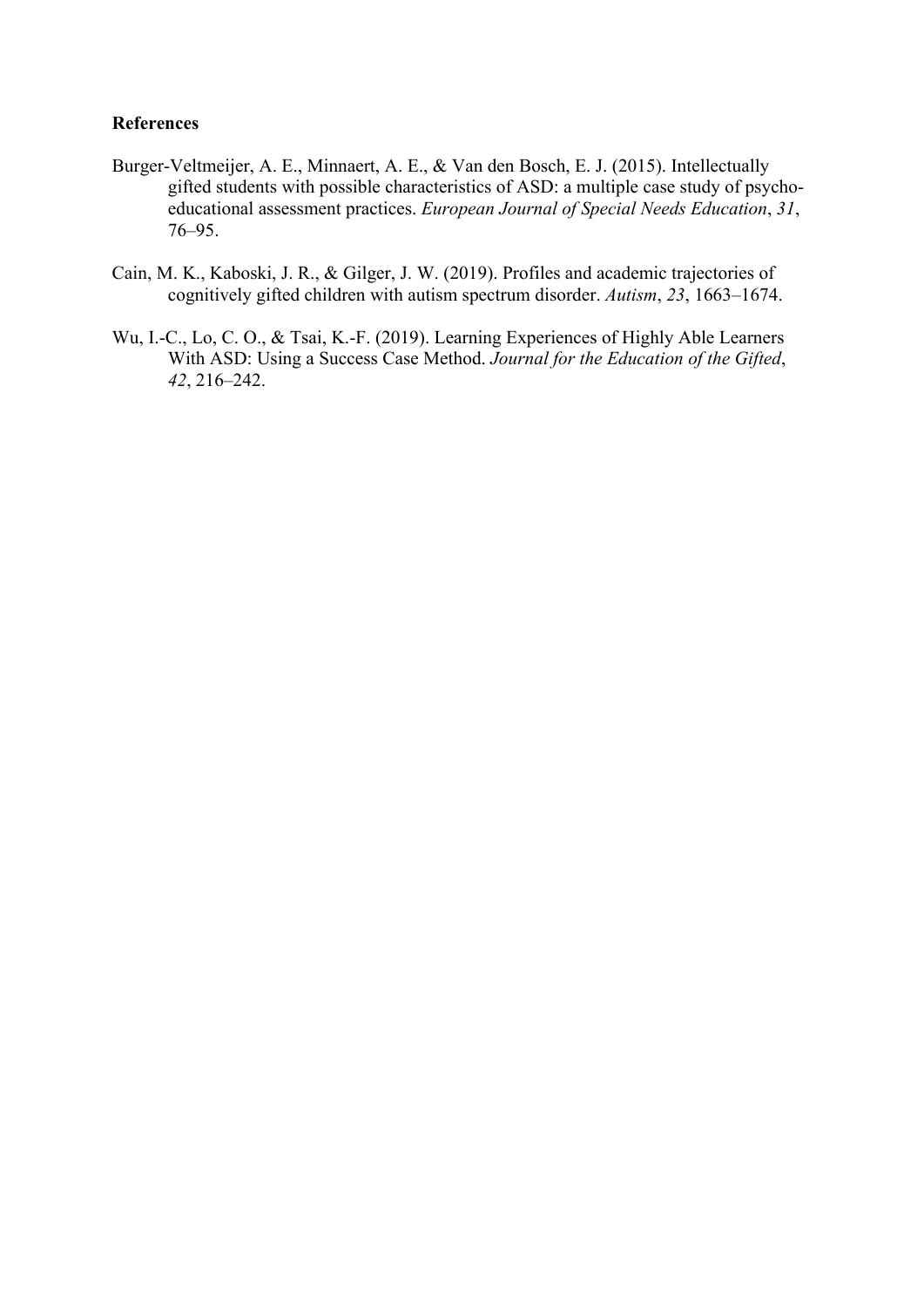**References**

Burger-Veltmeijer, A. E., Minnaert, A. E., & Van den Bosch, E. J. (2015). Intellectually gifted students with possible characteristics of ASD: a multiple case study of psycho-educational assessment practices. *European Journal of Special Needs Education*, *31*, 76–95.

Cain, M. K., Kaboski, J. R., & Gilger, J. W. (2019). Profiles and academic trajectories of cognitively gifted children with autism spectrum disorder. *Autism*, *23*, 1663–1674.

Wu, I.-C., Lo, C. O., & Tsai, K.-F. (2019). Learning Experiences of Highly Able Learners With ASD: Using a Success Case Method. *Journal for the Education of the Gifted*, *42*, 216–242.